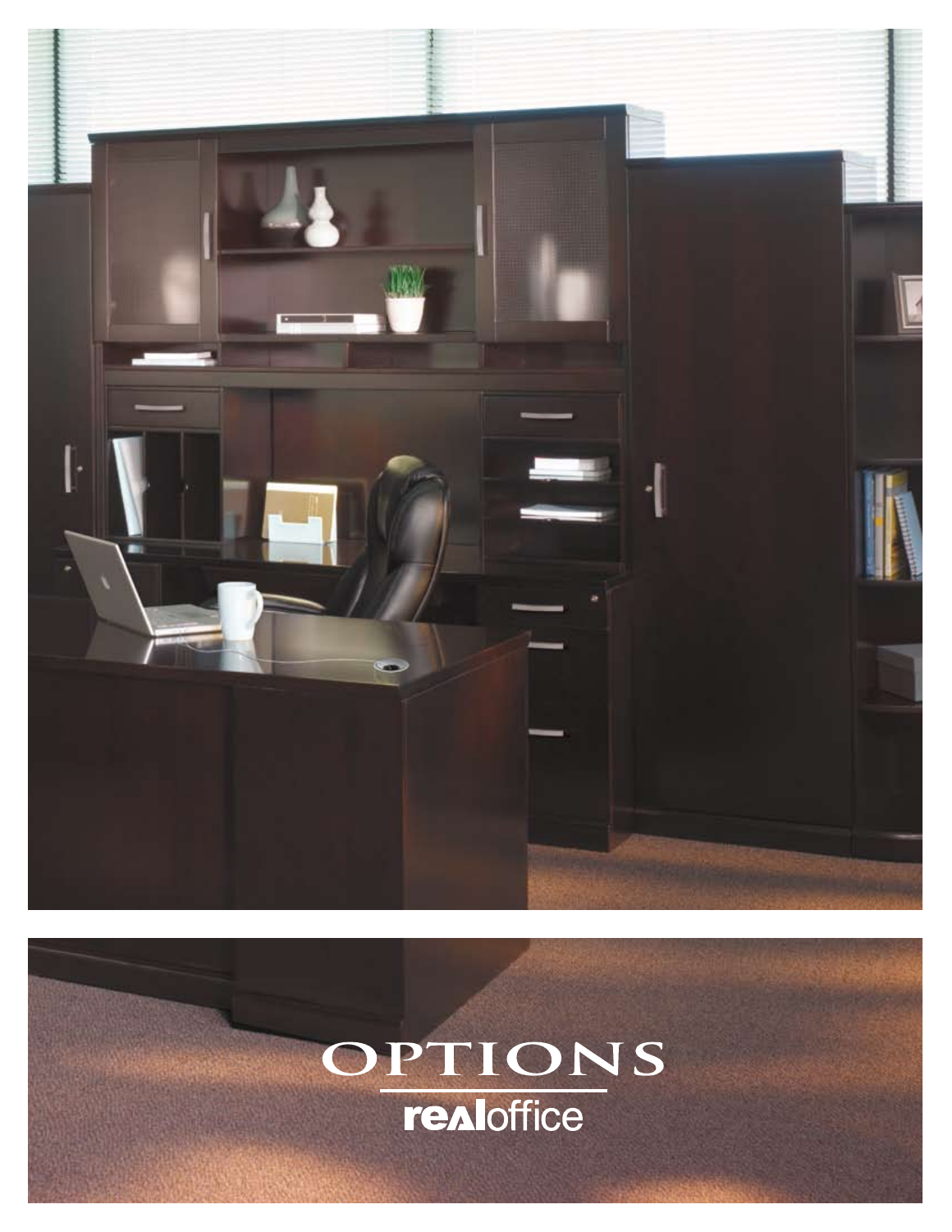# OPTIONS

**realoffice**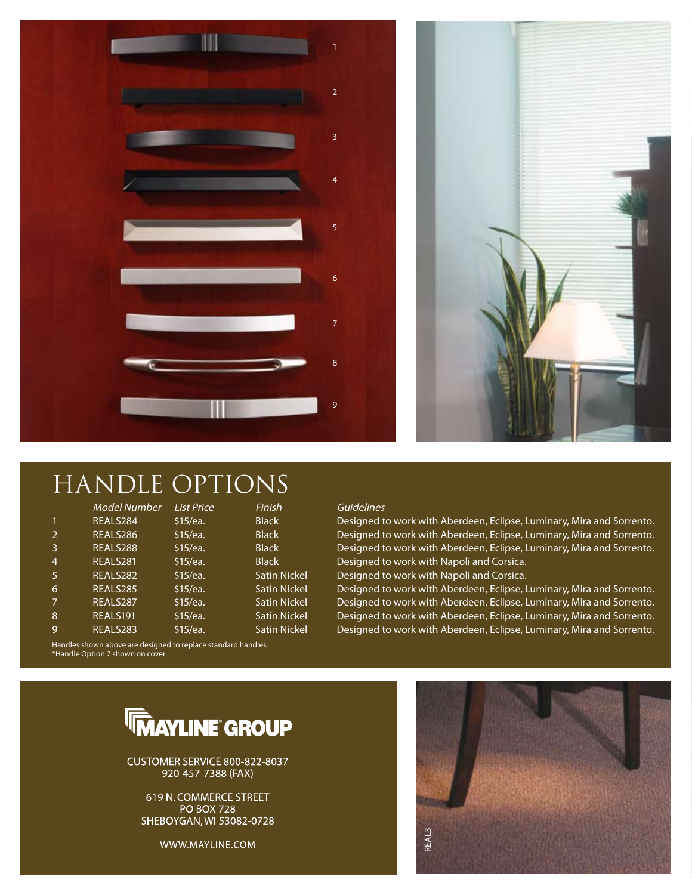# HANDLE OPTIONS

| | *Model Number* | *List Price* | *Finish* | *Guidelines* |
|---|---|---|---|---|
| 1 | REALS284 | $15/ea. | Black | Designed to work with Aberdeen, Eclipse, Luminary, Mira and Sorrento. |
| 2 | REALS286 | $15/ea. | Black | Designed to work with Aberdeen, Eclipse, Luminary, Mira and Sorrento. |
| 3 | REALS288 | $15/ea. | Black | Designed to work with Aberdeen, Eclipse, Luminary, Mira and Sorrento. |
| 4 | REALS281 | $15/ea. | Black | Designed to work with Napoli and Corsica. |
| 5 | REALS282 | $15/ea. | Satin Nickel | Designed to work with Napoli and Corsica. |
| 6 | REALS285 | $15/ea. | Satin Nickel | Designed to work with Aberdeen, Eclipse, Luminary, Mira and Sorrento. |
| 7 | REALS287 | $15/ea. | Satin Nickel | Designed to work with Aberdeen, Eclipse, Luminary, Mira and Sorrento. |
| 8 | REALS191 | $15/ea. | Satin Nickel | Designed to work with Aberdeen, Eclipse, Luminary, Mira and Sorrento. |
| 9 | REALS283 | $15/ea. | Satin Nickel | Designed to work with Aberdeen, Eclipse, Luminary, Mira and Sorrento. |

Handles shown above are designed to replace standard handles.
*Handle Option 7 shown on cover.

MAYLINE® GROUP

CUSTOMER SERVICE 800-822-8037
920-457-7388 (FAX)

619 N. COMMERCE STREET
PO BOX 728
SHEBOYGAN, WI 53082-0728

WWW.MAYLINE.COM

REAL3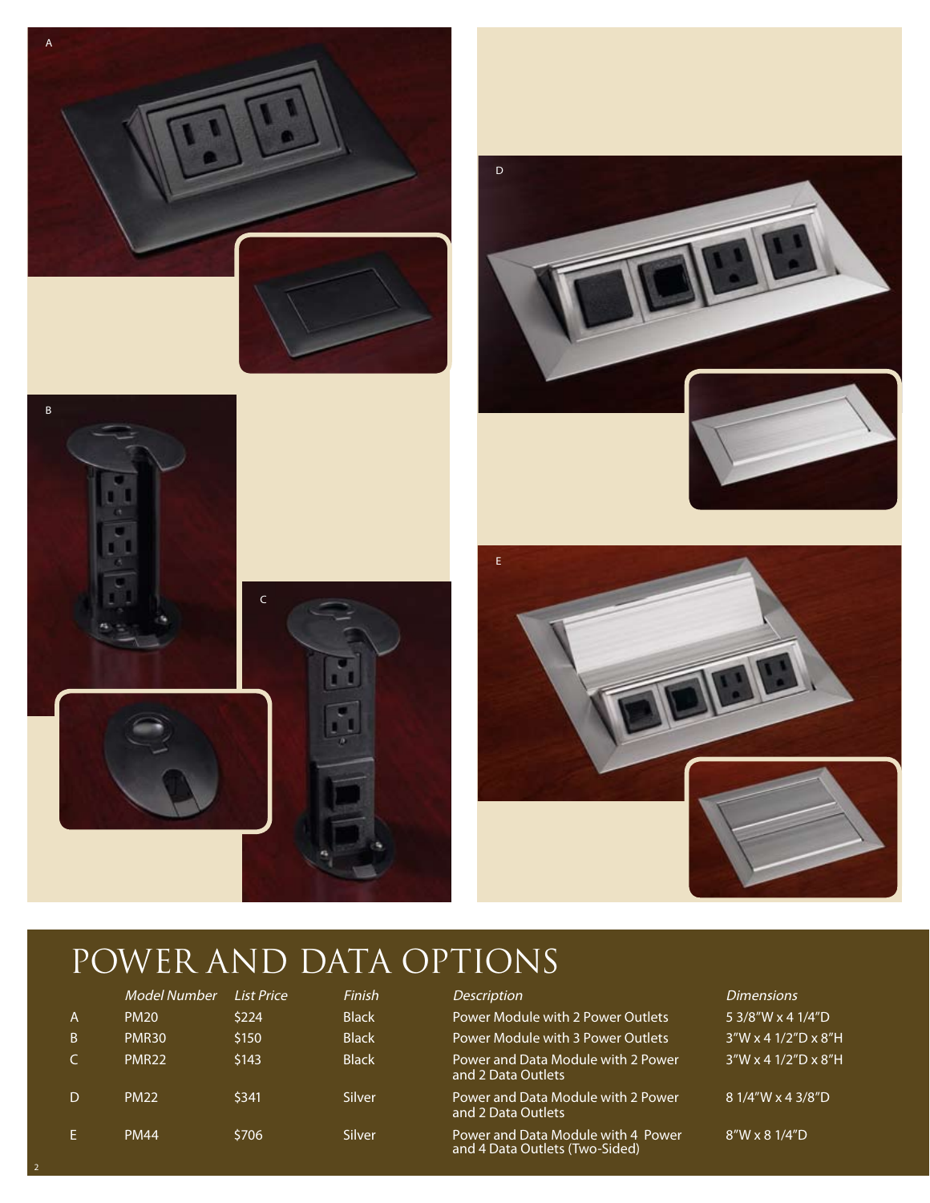A

B

C

D

E

# POWER AND DATA OPTIONS

| | *Model Number* | *List Price* | *Finish* | *Description* | *Dimensions* |
|---|---|---|---|---|---|
| A | PM20 | $224 | Black | Power Module with 2 Power Outlets | 5 3/8"W x 4 1/4"D |
| B | PMR30 | $150 | Black | Power Module with 3 Power Outlets | 3"W x 4 1/2"D x 8"H |
| C | PMR22 | $143 | Black | Power and Data Module with 2 Power and 2 Data Outlets | 3"W x 4 1/2"D x 8"H |
| D | PM22 | $341 | Silver | Power and Data Module with 2 Power and 2 Data Outlets | 8 1/4"W x 4 3/8"D |
| E | PM44 | $706 | Silver | Power and Data Module with 4 Power and 4 Data Outlets (Two-Sided) | 8"W x 8 1/4"D |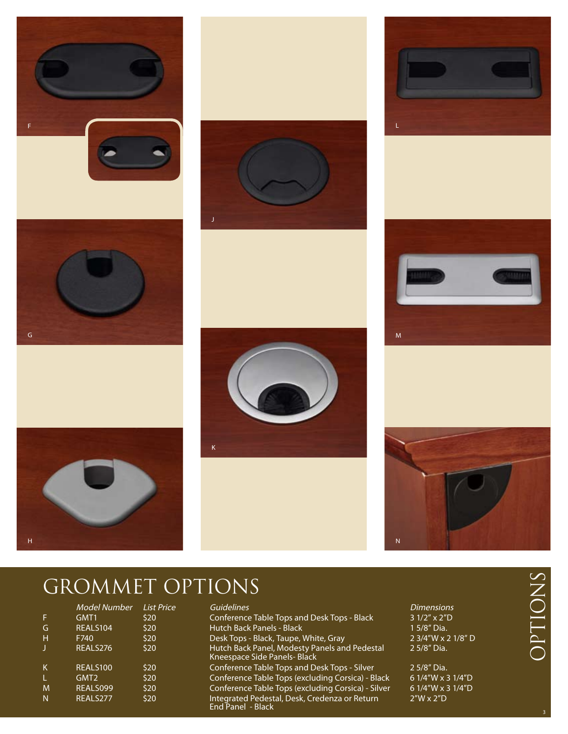F

L

J

G

M

K

H

N

# GROMMET OPTIONS

| | Model Number | List Price | Guidelines | Dimensions |
|---|---|---|---|---|
| F | GMT1 | $20 | Conference Table Tops and Desk Tops - Black | 3 1/2" x 2"D |
| G | REALS104 | $20 | Hutch Back Panels - Black | 1 5/8" Dia. |
| H | F740 | $20 | Desk Tops - Black, Taupe, White, Gray | 2 3/4"W x 2 1/8" D |
| J | REALS276 | $20 | Hutch Back Panel, Modesty Panels and Pedestal Kneespace Side Panels- Black | 2 5/8" Dia. |
| K | REALS100 | $20 | Conference Table Tops and Desk Tops - Silver | 2 5/8" Dia. |
| L | GMT2 | $20 | Conference Table Tops (excluding Corsica) - Black | 6 1/4"W x 3 1/4"D |
| M | REALS099 | $20 | Conference Table Tops (excluding Corsica) - Silver | 6 1/4"W x 3 1/4"D |
| N | REALS277 | $20 | Integrated Pedestal, Desk, Credenza or Return End Panel - Black | 2"W x 2"D |

OPTIONS